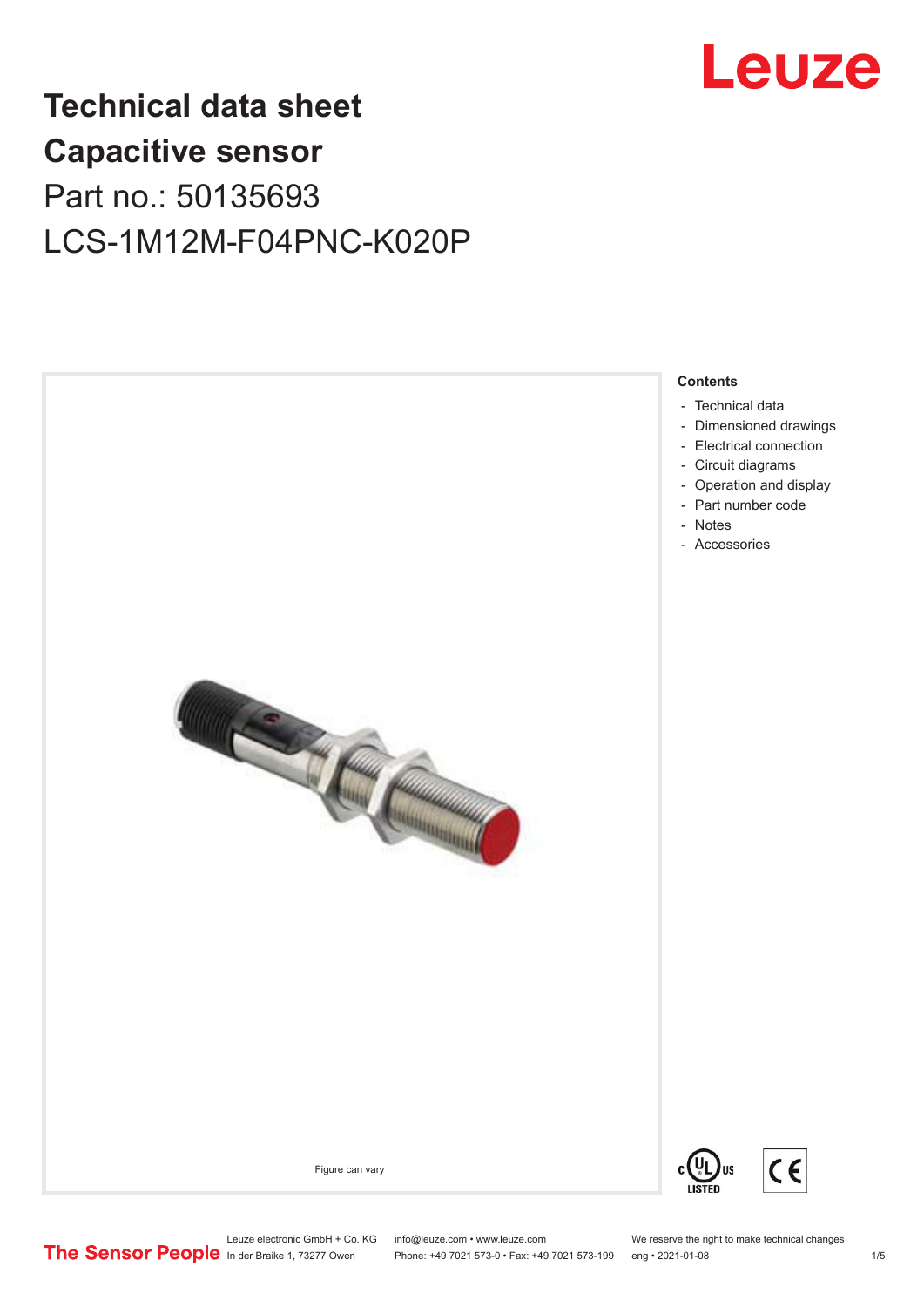# Technical data sheet
# Capacitive sensor

Part no.: 50135693

LCS-1M12M-F04PNC-K020P

Figure can vary

**Contents**

- Technical data
- Dimensioned drawings
- Electrical connection
- Circuit diagrams
- Operation and display
- Part number code
- Notes
- Accessories

Leuze electronic GmbH + Co. KG
In der Braike 1, 73277 Owen

info@leuze.com • www.leuze.com
Phone: +49 7021 573-0 • Fax: +49 7021 573-199

We reserve the right to make technical changes
eng • 2021-01-08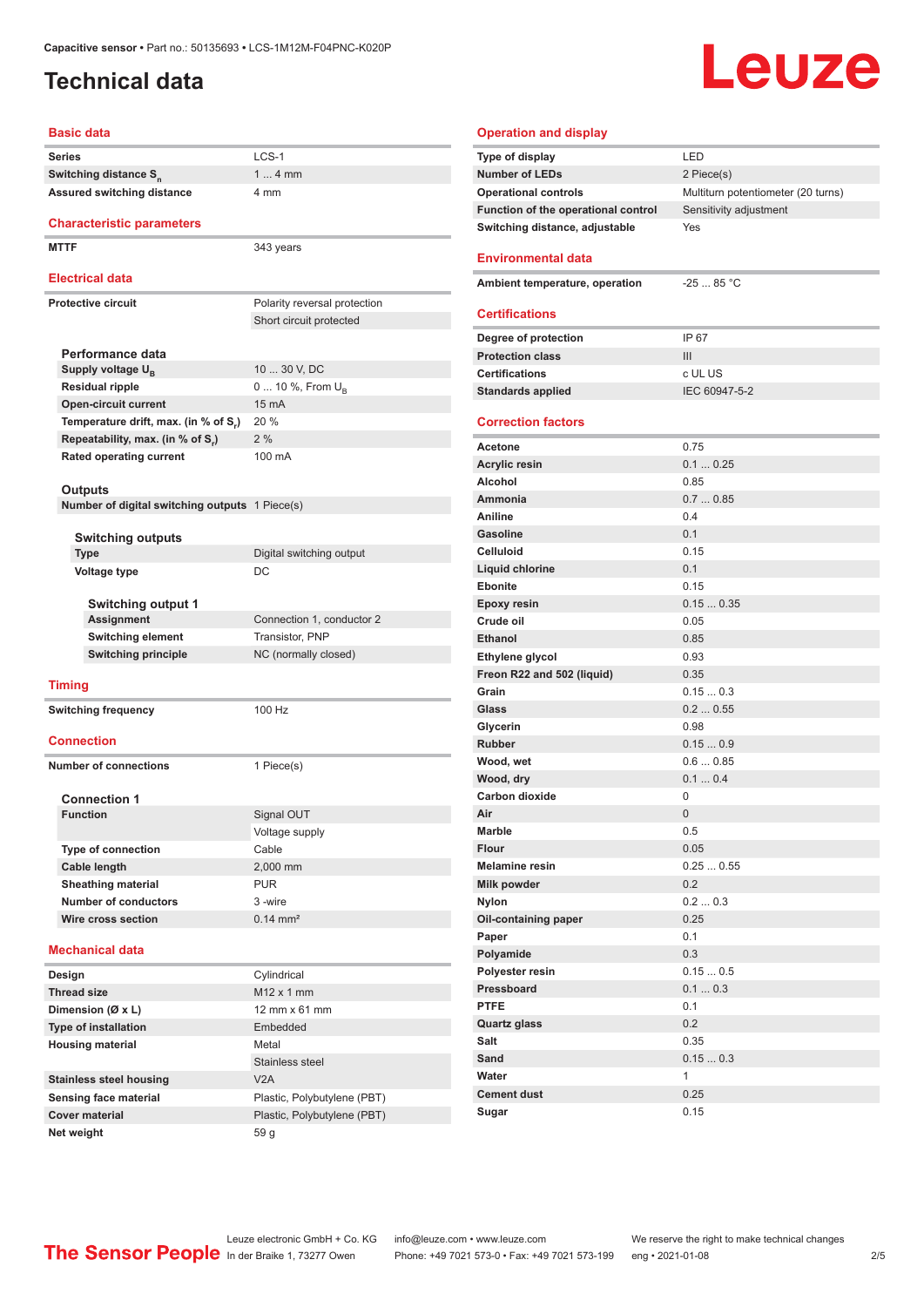# Technical data

## Basic data

| | |
|---|---|
| Series | LCS-1 |
| Switching distance $S_n$ | 1 ... 4 mm |
| Assured switching distance | 4 mm |

## Characteristic parameters

| | |
|---|---|
| MTTF | 343 years |

## Electrical data

| | |
|---|---|
| Protective circuit | Polarity reversal protection |
| | Short circuit protected |

### Performance data

| | |
|---|---|
| Supply voltage $U_B$ | 10 ... 30 V, DC |
| Residual ripple | 0 ... 10 %, From $U_B$ |
| Open-circuit current | 15 mA |
| Temperature drift, max. (in % of $S_r$) | 20 % |
| Repeatability, max. (in % of $S_r$) | 2 % |
| Rated operating current | 100 mA |

### Outputs

| | |
|---|---|
| Number of digital switching outputs | 1 Piece(s) |

#### Switching outputs

| | |
|---|---|
| Type | Digital switching output |
| Voltage type | DC |

##### Switching output 1

| | |
|---|---|
| Assignment | Connection 1, conductor 2 |
| Switching element | Transistor, PNP |
| Switching principle | NC (normally closed) |

## Timing

| | |
|---|---|
| Switching frequency | 100 Hz |

## Connection

| | |
|---|---|
| Number of connections | 1 Piece(s) |

### Connection 1

| | |
|---|---|
| Function | Signal OUT |
| | Voltage supply |
| Type of connection | Cable |
| Cable length | 2,000 mm |
| Sheathing material | PUR |
| Number of conductors | 3 -wire |
| Wire cross section | 0.14 mm² |

## Mechanical data

| | |
|---|---|
| Design | Cylindrical |
| Thread size | M12 x 1 mm |
| Dimension (Ø x L) | 12 mm x 61 mm |
| Type of installation | Embedded |
| Housing material | Metal |
| | Stainless steel |
| Stainless steel housing | V2A |
| Sensing face material | Plastic, Polybutylene (PBT) |
| Cover material | Plastic, Polybutylene (PBT) |
| Net weight | 59 g |

## Operation and display

| | |
|---|---|
| Type of display | LED |
| Number of LEDs | 2 Piece(s) |
| Operational controls | Multiturn potentiometer (20 turns) |
| Function of the operational control | Sensitivity adjustment |
| Switching distance, adjustable | Yes |

## Environmental data

| | |
|---|---|
| Ambient temperature, operation | -25 ... 85 °C |

## Certifications

| | |
|---|---|
| Degree of protection | IP 67 |
| Protection class | III |
| Certifications | c UL US |
| Standards applied | IEC 60947-5-2 |

## Correction factors

| | |
|---|---|
| Acetone | 0.75 |
| Acrylic resin | 0.1 ... 0.25 |
| Alcohol | 0.85 |
| Ammonia | 0.7 ... 0.85 |
| Aniline | 0.4 |
| Gasoline | 0.1 |
| Celluloid | 0.15 |
| Liquid chlorine | 0.1 |
| Ebonite | 0.15 |
| Epoxy resin | 0.15 ... 0.35 |
| Crude oil | 0.05 |
| Ethanol | 0.85 |
| Ethylene glycol | 0.93 |
| Freon R22 and 502 (liquid) | 0.35 |
| Grain | 0.15 ... 0.3 |
| Glass | 0.2 ... 0.55 |
| Glycerin | 0.98 |
| Rubber | 0.15 ... 0.9 |
| Wood, wet | 0.6 ... 0.85 |
| Wood, dry | 0.1 ... 0.4 |
| Carbon dioxide | 0 |
| Air | 0 |
| Marble | 0.5 |
| Flour | 0.05 |
| Melamine resin | 0.25 ... 0.55 |
| Milk powder | 0.2 |
| Nylon | 0.2 ... 0.3 |
| Oil-containing paper | 0.25 |
| Paper | 0.1 |
| Polyamide | 0.3 |
| Polyester resin | 0.15 ... 0.5 |
| Pressboard | 0.1 ... 0.3 |
| PTFE | 0.1 |
| Quartz glass | 0.2 |
| Salt | 0.35 |
| Sand | 0.15 ... 0.3 |
| Water | 1 |
| Cement dust | 0.25 |
| Sugar | 0.15 |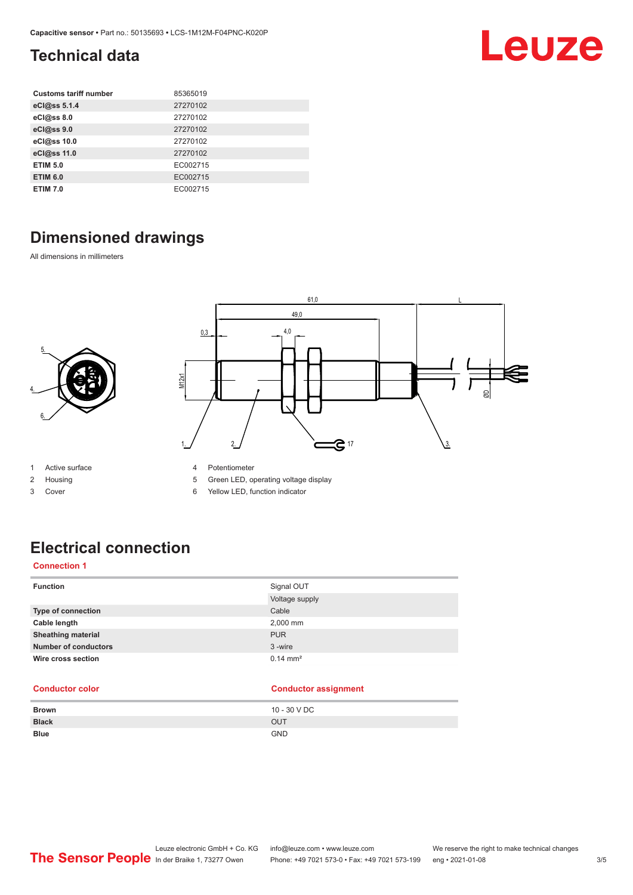## Technical data

| | |
|---|---|
| **Customs tariff number** | 85365019 |
| **eCl@ss 5.1.4** | 27270102 |
| **eCl@ss 8.0** | 27270102 |
| **eCl@ss 9.0** | 27270102 |
| **eCl@ss 10.0** | 27270102 |
| **eCl@ss 11.0** | 27270102 |
| **ETIM 5.0** | EC002715 |
| **ETIM 6.0** | EC002715 |
| **ETIM 7.0** | EC002715 |

## Dimensioned drawings

All dimensions in millimeters

1 Active surface
2 Housing
3 Cover
4 Potentiometer
5 Green LED, operating voltage display
6 Yellow LED, function indicator

## Electrical connection

### Connection 1

| | |
|---|---|
| **Function** | Signal OUT |
| | Voltage supply |
| **Type of connection** | Cable |
| **Cable length** | 2,000 mm |
| **Sheathing material** | PUR |
| **Number of conductors** | 3 -wire |
| **Wire cross section** | 0.14 mm² |

| Conductor color | Conductor assignment |
|---|---|
| **Brown** | 10 - 30 V DC |
| **Black** | OUT |
| **Blue** | GND |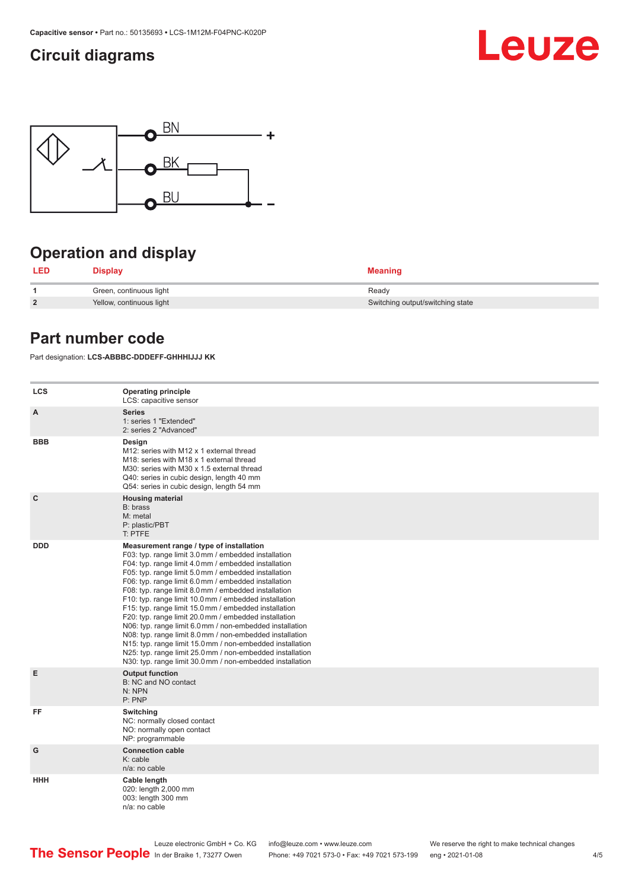## Circuit diagrams

BN +

BK

BU –

## Operation and display

| LED | Display | Meaning |
|---|---|---|
| 1 | Green, continuous light | Ready |
| 2 | Yellow, continuous light | Switching output/switching state |

## Part number code

Part designation: **LCS-ABBBC-DDDEFF-GHHHIJJJ KK**

| | |
|---|---|
| **LCS** | **Operating principle**<br>LCS: capacitive sensor |
| **A** | **Series**<br>1: series 1 "Extended"<br>2: series 2 "Advanced" |
| **BBB** | **Design**<br>M12: series with M12 x 1 external thread<br>M18: series with M18 x 1 external thread<br>M30: series with M30 x 1.5 external thread<br>Q40: series in cubic design, length 40 mm<br>Q54: series in cubic design, length 54 mm |
| **C** | **Housing material**<br>B: brass<br>M: metal<br>P: plastic/PBT<br>T: PTFE |
| **DDD** | **Measurement range / type of installation**<br>F03: typ. range limit 3.0 mm / embedded installation<br>F04: typ. range limit 4.0 mm / embedded installation<br>F05: typ. range limit 5.0 mm / embedded installation<br>F06: typ. range limit 6.0 mm / embedded installation<br>F08: typ. range limit 8.0 mm / embedded installation<br>F10: typ. range limit 10.0 mm / embedded installation<br>F15: typ. range limit 15.0 mm / embedded installation<br>F20: typ. range limit 20.0 mm / embedded installation<br>N06: typ. range limit 6.0 mm / non-embedded installation<br>N08: typ. range limit 8.0 mm / non-embedded installation<br>N15: typ. range limit 15.0 mm / non-embedded installation<br>N25: typ. range limit 25.0 mm / non-embedded installation<br>N30: typ. range limit 30.0 mm / non-embedded installation |
| **E** | **Output function**<br>B: NC and NO contact<br>N: NPN<br>P: PNP |
| **FF** | **Switching**<br>NC: normally closed contact<br>NO: normally open contact<br>NP: programmable |
| **G** | **Connection cable**<br>K: cable<br>n/a: no cable |
| **HHH** | **Cable length**<br>020: length 2,000 mm<br>003: length 300 mm<br>n/a: no cable |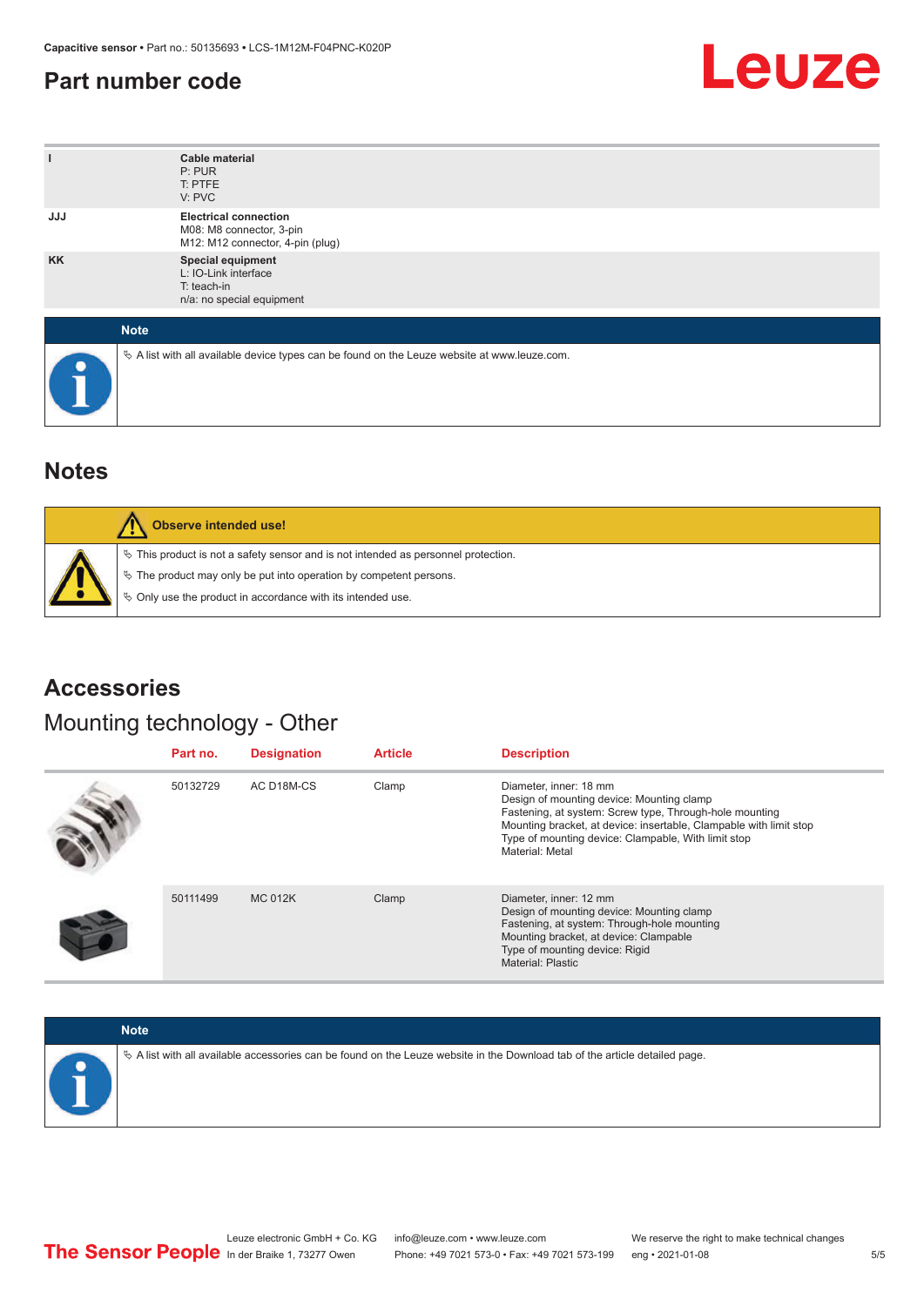## Part number code

| | |
|---|---|
| I | **Cable material**<br>P: PUR<br>T: PTFE<br>V: PVC |
| JJJ | **Electrical connection**<br>M08: M8 connector, 3-pin<br>M12: M12 connector, 4-pin (plug) |
| KK | **Special equipment**<br>L: IO-Link interface<br>T: teach-in<br>n/a: no special equipment |

**Note**

- A list with all available device types can be found on the Leuze website at www.leuze.com.

## Notes

**Observe intended use!**

- This product is not a safety sensor and is not intended as personnel protection.
- The product may only be put into operation by competent persons.
- Only use the product in accordance with its intended use.

## Accessories

### Mounting technology - Other

| Part no. | Designation | Article | Description |
|---|---|---|---|
| 50132729 | AC D18M-CS | Clamp | Diameter, inner: 18 mm<br>Design of mounting device: Mounting clamp<br>Fastening, at system: Screw type, Through-hole mounting<br>Mounting bracket, at device: insertable, Clampable with limit stop<br>Type of mounting device: Clampable, With limit stop<br>Material: Metal |
| 50111499 | MC 012K | Clamp | Diameter, inner: 12 mm<br>Design of mounting device: Mounting clamp<br>Fastening, at system: Through-hole mounting<br>Mounting bracket, at device: Clampable<br>Type of mounting device: Rigid<br>Material: Plastic |

**Note**

- A list with all available accessories can be found on the Leuze website in the Download tab of the article detailed page.